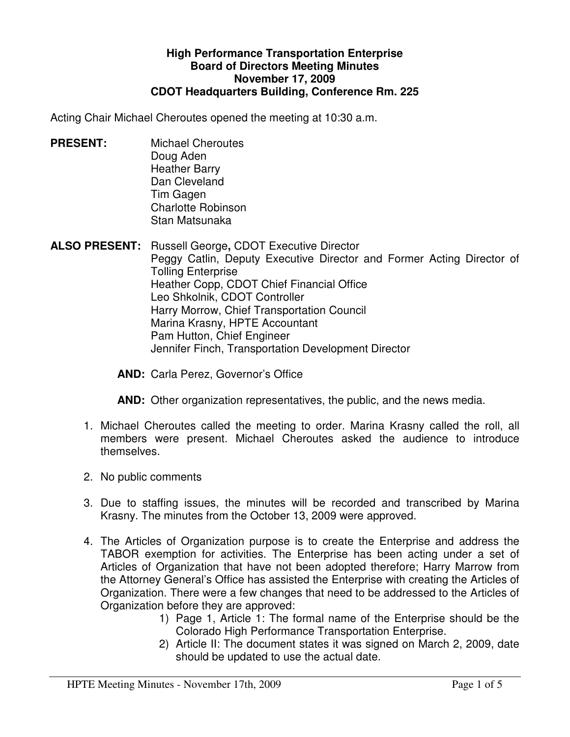**High Performance Transportation Enterprise**
**Board of Directors Meeting Minutes**
**November 17, 2009**
**CDOT Headquarters Building, Conference Rm. 225**

Acting Chair Michael Cheroutes opened the meeting at 10:30 a.m.

**PRESENT:**
Michael Cheroutes
Doug Aden
Heather Barry
Dan Cleveland
Tim Gagen
Charlotte Robinson
Stan Matsunaka

**ALSO PRESENT:**
Russell George**,** CDOT Executive Director
Peggy Catlin, Deputy Executive Director and Former Acting Director of Tolling Enterprise
Heather Copp, CDOT Chief Financial Office
Leo Shkolnik, CDOT Controller
Harry Morrow, Chief Transportation Council
Marina Krasny, HPTE Accountant
Pam Hutton, Chief Engineer
Jennifer Finch, Transportation Development Director

**AND:** Carla Perez, Governor's Office

**AND:** Other organization representatives, the public, and the news media.

1. Michael Cheroutes called the meeting to order. Marina Krasny called the roll, all members were present. Michael Cheroutes asked the audience to introduce themselves.

2. No public comments

3. Due to staffing issues, the minutes will be recorded and transcribed by Marina Krasny. The minutes from the October 13, 2009 were approved.

4. The Articles of Organization purpose is to create the Enterprise and address the TABOR exemption for activities. The Enterprise has been acting under a set of Articles of Organization that have not been adopted therefore; Harry Marrow from the Attorney General's Office has assisted the Enterprise with creating the Articles of Organization. There were a few changes that need to be addressed to the Articles of Organization before they are approved:
   1) Page 1, Article 1: The formal name of the Enterprise should be the Colorado High Performance Transportation Enterprise.
   2) Article II: The document states it was signed on March 2, 2009, date should be updated to use the actual date.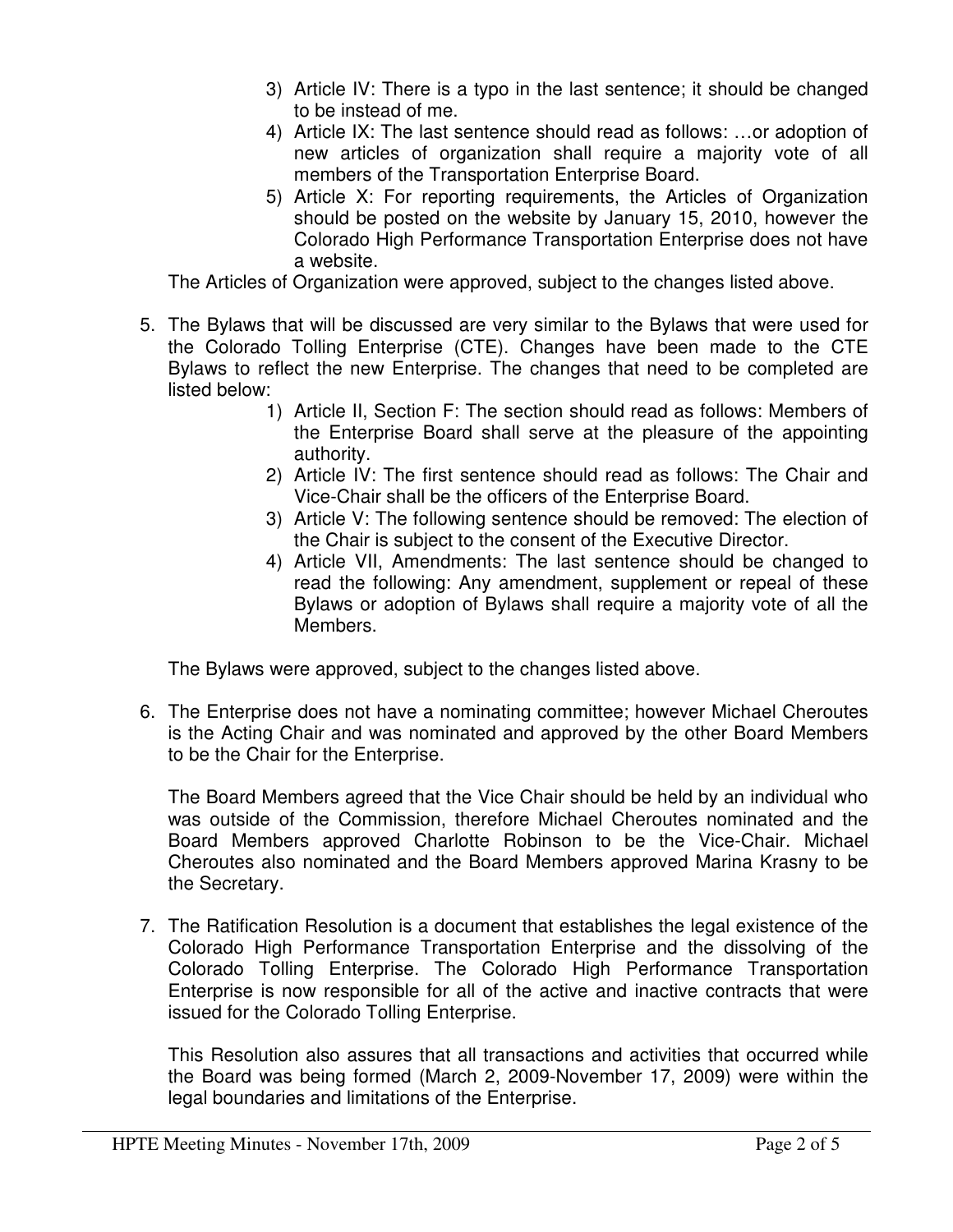3) Article IV: There is a typo in the last sentence; it should be changed to be instead of me.
4) Article IX: The last sentence should read as follows: …or adoption of new articles of organization shall require a majority vote of all members of the Transportation Enterprise Board.
5) Article X: For reporting requirements, the Articles of Organization should be posted on the website by January 15, 2010, however the Colorado High Performance Transportation Enterprise does not have a website.

The Articles of Organization were approved, subject to the changes listed above.

5. The Bylaws that will be discussed are very similar to the Bylaws that were used for the Colorado Tolling Enterprise (CTE). Changes have been made to the CTE Bylaws to reflect the new Enterprise. The changes that need to be completed are listed below:
   1) Article II, Section F: The section should read as follows: Members of the Enterprise Board shall serve at the pleasure of the appointing authority.
   2) Article IV: The first sentence should read as follows: The Chair and Vice-Chair shall be the officers of the Enterprise Board.
   3) Article V: The following sentence should be removed: The election of the Chair is subject to the consent of the Executive Director.
   4) Article VII, Amendments: The last sentence should be changed to read the following: Any amendment, supplement or repeal of these Bylaws or adoption of Bylaws shall require a majority vote of all the Members.

   The Bylaws were approved, subject to the changes listed above.

6. The Enterprise does not have a nominating committee; however Michael Cheroutes is the Acting Chair and was nominated and approved by the other Board Members to be the Chair for the Enterprise.

   The Board Members agreed that the Vice Chair should be held by an individual who was outside of the Commission, therefore Michael Cheroutes nominated and the Board Members approved Charlotte Robinson to be the Vice-Chair. Michael Cheroutes also nominated and the Board Members approved Marina Krasny to be the Secretary.

7. The Ratification Resolution is a document that establishes the legal existence of the Colorado High Performance Transportation Enterprise and the dissolving of the Colorado Tolling Enterprise. The Colorado High Performance Transportation Enterprise is now responsible for all of the active and inactive contracts that were issued for the Colorado Tolling Enterprise.

   This Resolution also assures that all transactions and activities that occurred while the Board was being formed (March 2, 2009-November 17, 2009) were within the legal boundaries and limitations of the Enterprise.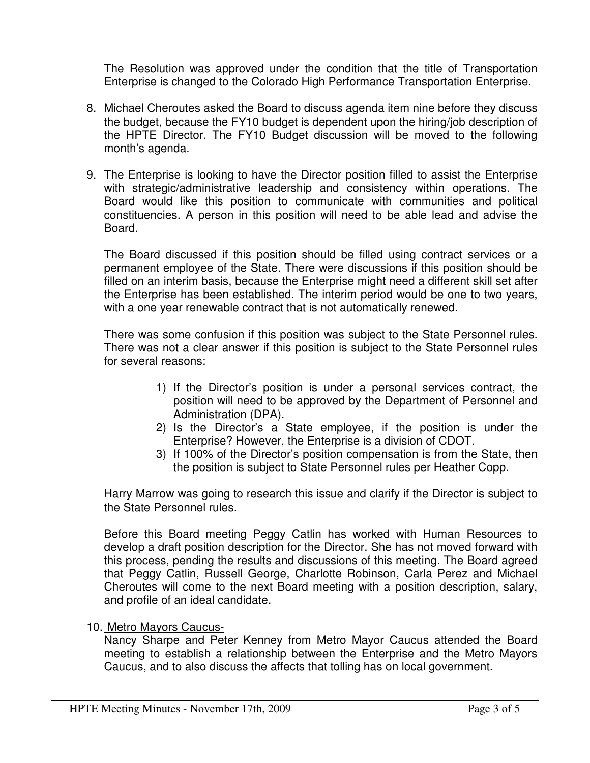The Resolution was approved under the condition that the title of Transportation Enterprise is changed to the Colorado High Performance Transportation Enterprise.

8. Michael Cheroutes asked the Board to discuss agenda item nine before they discuss the budget, because the FY10 budget is dependent upon the hiring/job description of the HPTE Director. The FY10 Budget discussion will be moved to the following month's agenda.

9. The Enterprise is looking to have the Director position filled to assist the Enterprise with strategic/administrative leadership and consistency within operations. The Board would like this position to communicate with communities and political constituencies. A person in this position will need to be able lead and advise the Board.

   The Board discussed if this position should be filled using contract services or a permanent employee of the State. There were discussions if this position should be filled on an interim basis, because the Enterprise might need a different skill set after the Enterprise has been established. The interim period would be one to two years, with a one year renewable contract that is not automatically renewed.

   There was some confusion if this position was subject to the State Personnel rules. There was not a clear answer if this position is subject to the State Personnel rules for several reasons:

   1) If the Director's position is under a personal services contract, the position will need to be approved by the Department of Personnel and Administration (DPA).
   2) Is the Director's a State employee, if the position is under the Enterprise? However, the Enterprise is a division of CDOT.
   3) If 100% of the Director's position compensation is from the State, then the position is subject to State Personnel rules per Heather Copp.

   Harry Marrow was going to research this issue and clarify if the Director is subject to the State Personnel rules.

   Before this Board meeting Peggy Catlin has worked with Human Resources to develop a draft position description for the Director. She has not moved forward with this process, pending the results and discussions of this meeting. The Board agreed that Peggy Catlin, Russell George, Charlotte Robinson, Carla Perez and Michael Cheroutes will come to the next Board meeting with a position description, salary, and profile of an ideal candidate.

10. <u>Metro Mayors Caucus-</u>
    Nancy Sharpe and Peter Kenney from Metro Mayor Caucus attended the Board meeting to establish a relationship between the Enterprise and the Metro Mayors Caucus, and to also discuss the affects that tolling has on local government.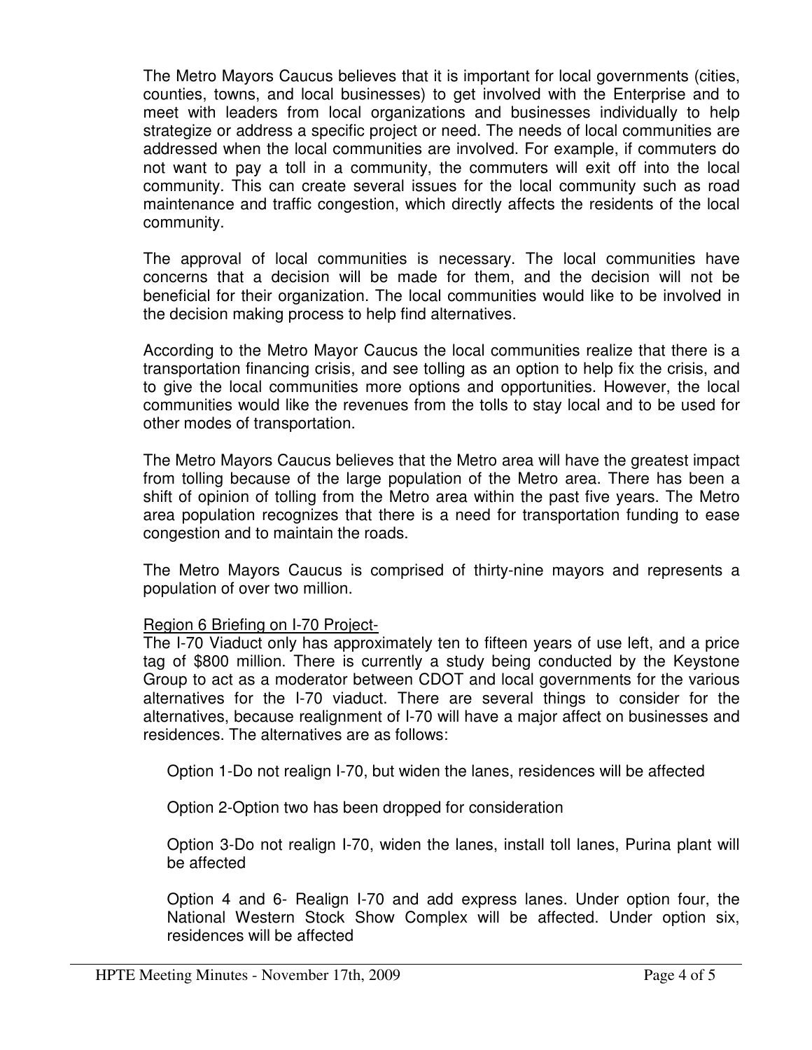The Metro Mayors Caucus believes that it is important for local governments (cities, counties, towns, and local businesses) to get involved with the Enterprise and to meet with leaders from local organizations and businesses individually to help strategize or address a specific project or need. The needs of local communities are addressed when the local communities are involved. For example, if commuters do not want to pay a toll in a community, the commuters will exit off into the local community. This can create several issues for the local community such as road maintenance and traffic congestion, which directly affects the residents of the local community.

The approval of local communities is necessary. The local communities have concerns that a decision will be made for them, and the decision will not be beneficial for their organization. The local communities would like to be involved in the decision making process to help find alternatives.

According to the Metro Mayor Caucus the local communities realize that there is a transportation financing crisis, and see tolling as an option to help fix the crisis, and to give the local communities more options and opportunities. However, the local communities would like the revenues from the tolls to stay local and to be used for other modes of transportation.

The Metro Mayors Caucus believes that the Metro area will have the greatest impact from tolling because of the large population of the Metro area. There has been a shift of opinion of tolling from the Metro area within the past five years. The Metro area population recognizes that there is a need for transportation funding to ease congestion and to maintain the roads.

The Metro Mayors Caucus is comprised of thirty-nine mayors and represents a population of over two million.

<u>Region 6 Briefing on I-70 Project-</u>

The I-70 Viaduct only has approximately ten to fifteen years of use left, and a price tag of $800 million. There is currently a study being conducted by the Keystone Group to act as a moderator between CDOT and local governments for the various alternatives for the I-70 viaduct. There are several things to consider for the alternatives, because realignment of I-70 will have a major affect on businesses and residences. The alternatives are as follows:

Option 1-Do not realign I-70, but widen the lanes, residences will be affected

Option 2-Option two has been dropped for consideration

Option 3-Do not realign I-70, widen the lanes, install toll lanes, Purina plant will be affected

Option 4 and 6- Realign I-70 and add express lanes. Under option four, the National Western Stock Show Complex will be affected. Under option six, residences will be affected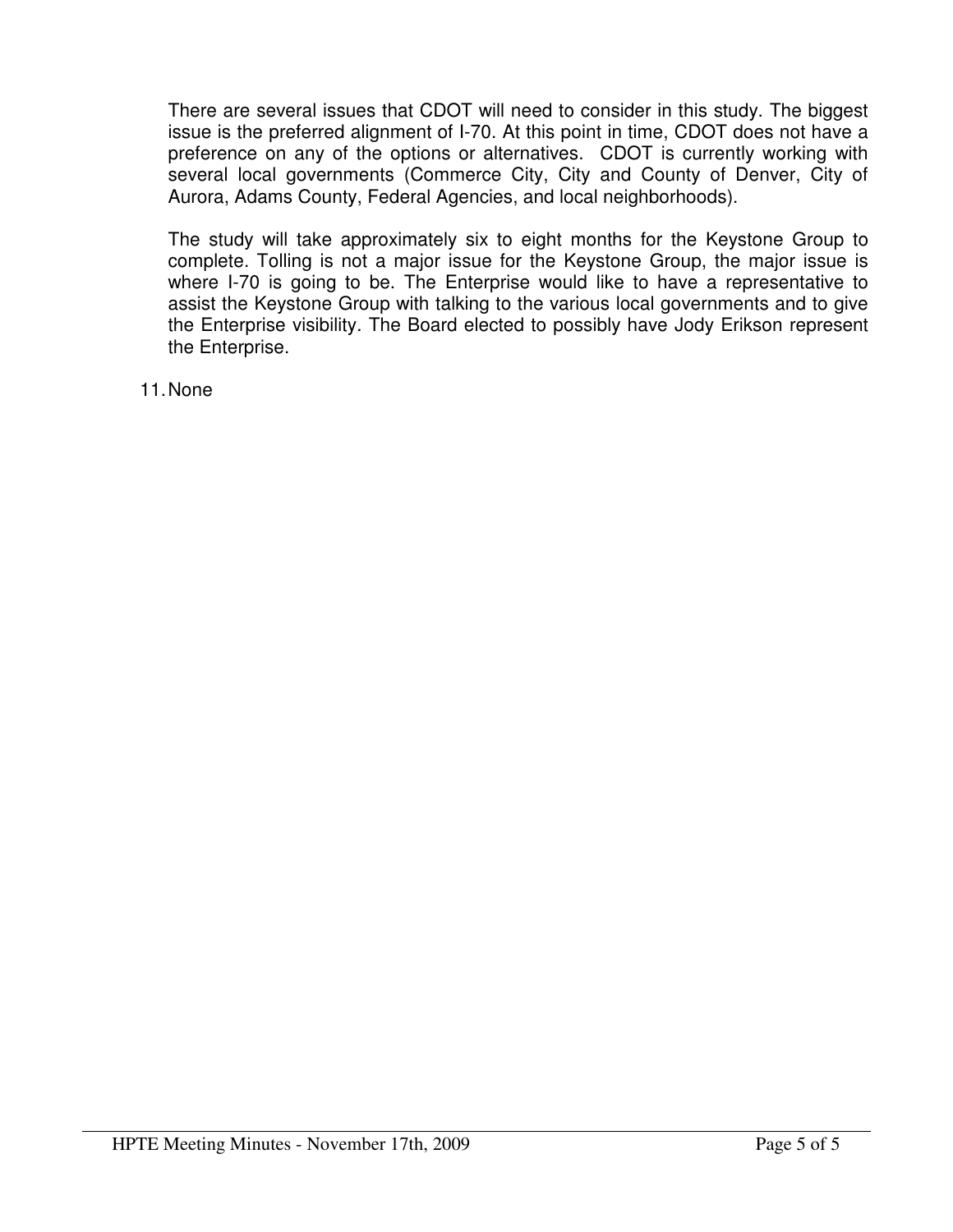There are several issues that CDOT will need to consider in this study. The biggest issue is the preferred alignment of I-70. At this point in time, CDOT does not have a preference on any of the options or alternatives. CDOT is currently working with several local governments (Commerce City, City and County of Denver, City of Aurora, Adams County, Federal Agencies, and local neighborhoods).

The study will take approximately six to eight months for the Keystone Group to complete. Tolling is not a major issue for the Keystone Group, the major issue is where I-70 is going to be. The Enterprise would like to have a representative to assist the Keystone Group with talking to the various local governments and to give the Enterprise visibility. The Board elected to possibly have Jody Erikson represent the Enterprise.

11. None